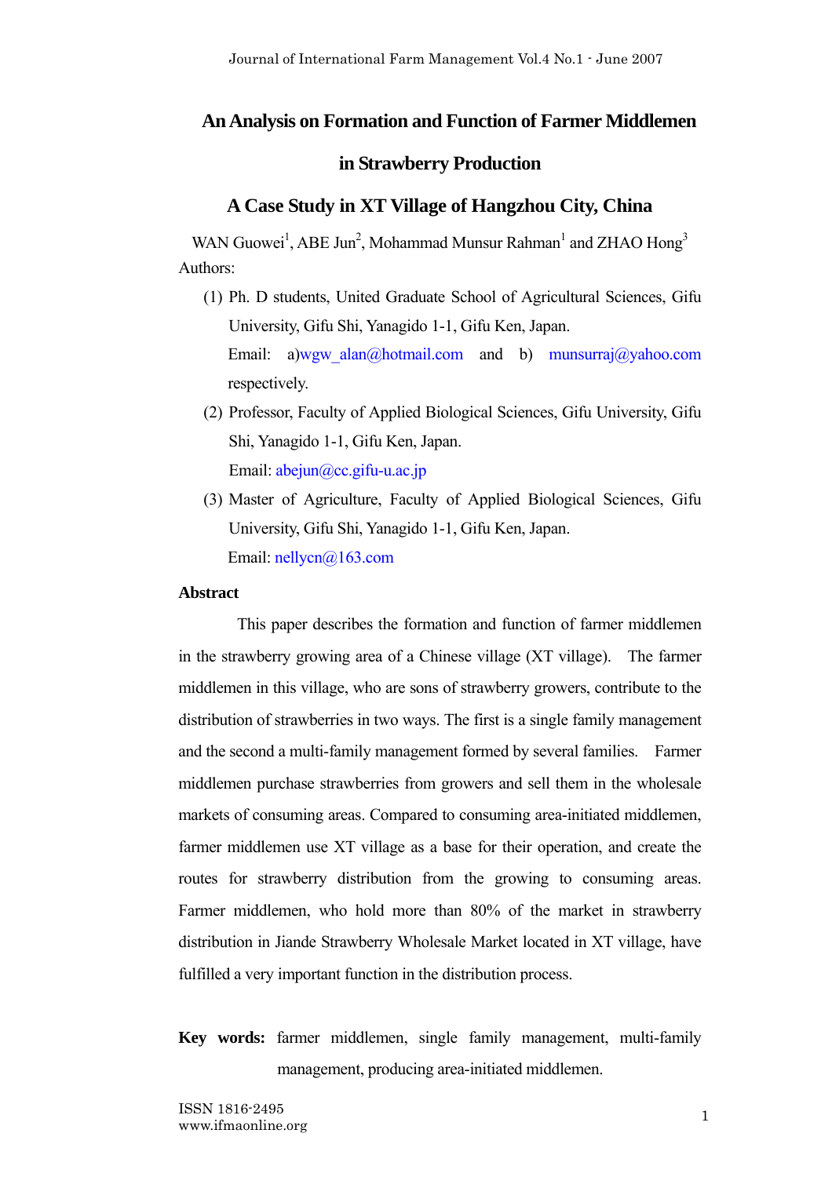# An Analysis on Formation and Function of Farmer Middlemen in Strawberry Production

## A Case Study in XT Village of Hangzhou City, China

WAN Guowei[1], ABE Jun[2], Mohammad Munsur Rahman[1] and ZHAO Hong[3]

Authors:

(1) Ph. D students, United Graduate School of Agricultural Sciences, Gifu University, Gifu Shi, Yanagido 1-1, Gifu Ken, Japan.
Email: a)wgw_alan@hotmail.com and b) munsurraj@yahoo.com respectively.

(2) Professor, Faculty of Applied Biological Sciences, Gifu University, Gifu Shi, Yanagido 1-1, Gifu Ken, Japan.
Email: abejun@cc.gifu-u.ac.jp

(3) Master of Agriculture, Faculty of Applied Biological Sciences, Gifu University, Gifu Shi, Yanagido 1-1, Gifu Ken, Japan.
Email: nellycn@163.com

**Abstract**

This paper describes the formation and function of farmer middlemen in the strawberry growing area of a Chinese village (XT village). The farmer middlemen in this village, who are sons of strawberry growers, contribute to the distribution of strawberries in two ways. The first is a single family management and the second a multi-family management formed by several families. Farmer middlemen purchase strawberries from growers and sell them in the wholesale markets of consuming areas. Compared to consuming area-initiated middlemen, farmer middlemen use XT village as a base for their operation, and create the routes for strawberry distribution from the growing to consuming areas. Farmer middlemen, who hold more than 80% of the market in strawberry distribution in Jiande Strawberry Wholesale Market located in XT village, have fulfilled a very important function in the distribution process.

**Key words:** farmer middlemen, single family management, multi-family management, producing area-initiated middlemen.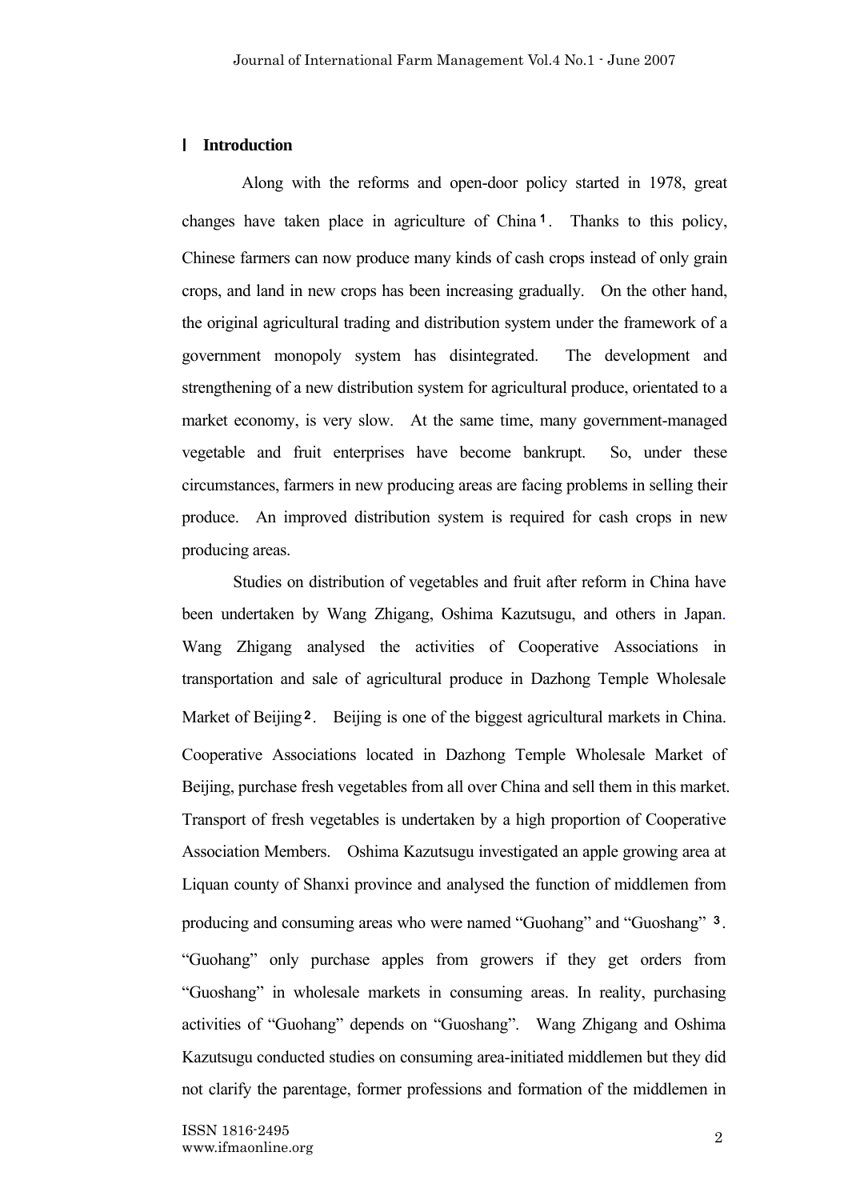## Ⅰ Introduction

Along with the reforms and open-door policy started in 1978, great changes have taken place in agriculture of China[1]. Thanks to this policy, Chinese farmers can now produce many kinds of cash crops instead of only grain crops, and land in new crops has been increasing gradually. On the other hand, the original agricultural trading and distribution system under the framework of a government monopoly system has disintegrated. The development and strengthening of a new distribution system for agricultural produce, orientated to a market economy, is very slow. At the same time, many government-managed vegetable and fruit enterprises have become bankrupt. So, under these circumstances, farmers in new producing areas are facing problems in selling their produce. An improved distribution system is required for cash crops in new producing areas.

Studies on distribution of vegetables and fruit after reform in China have been undertaken by Wang Zhigang, Oshima Kazutsugu, and others in Japan. Wang Zhigang analysed the activities of Cooperative Associations in transportation and sale of agricultural produce in Dazhong Temple Wholesale Market of Beijing[2]. Beijing is one of the biggest agricultural markets in China. Cooperative Associations located in Dazhong Temple Wholesale Market of Beijing, purchase fresh vegetables from all over China and sell them in this market. Transport of fresh vegetables is undertaken by a high proportion of Cooperative Association Members. Oshima Kazutsugu investigated an apple growing area at Liquan county of Shanxi province and analysed the function of middlemen from producing and consuming areas who were named "Guohang" and "Guoshang"[3]. "Guohang" only purchase apples from growers if they get orders from "Guoshang" in wholesale markets in consuming areas. In reality, purchasing activities of "Guohang" depends on "Guoshang". Wang Zhigang and Oshima Kazutsugu conducted studies on consuming area-initiated middlemen but they did not clarify the parentage, former professions and formation of the middlemen in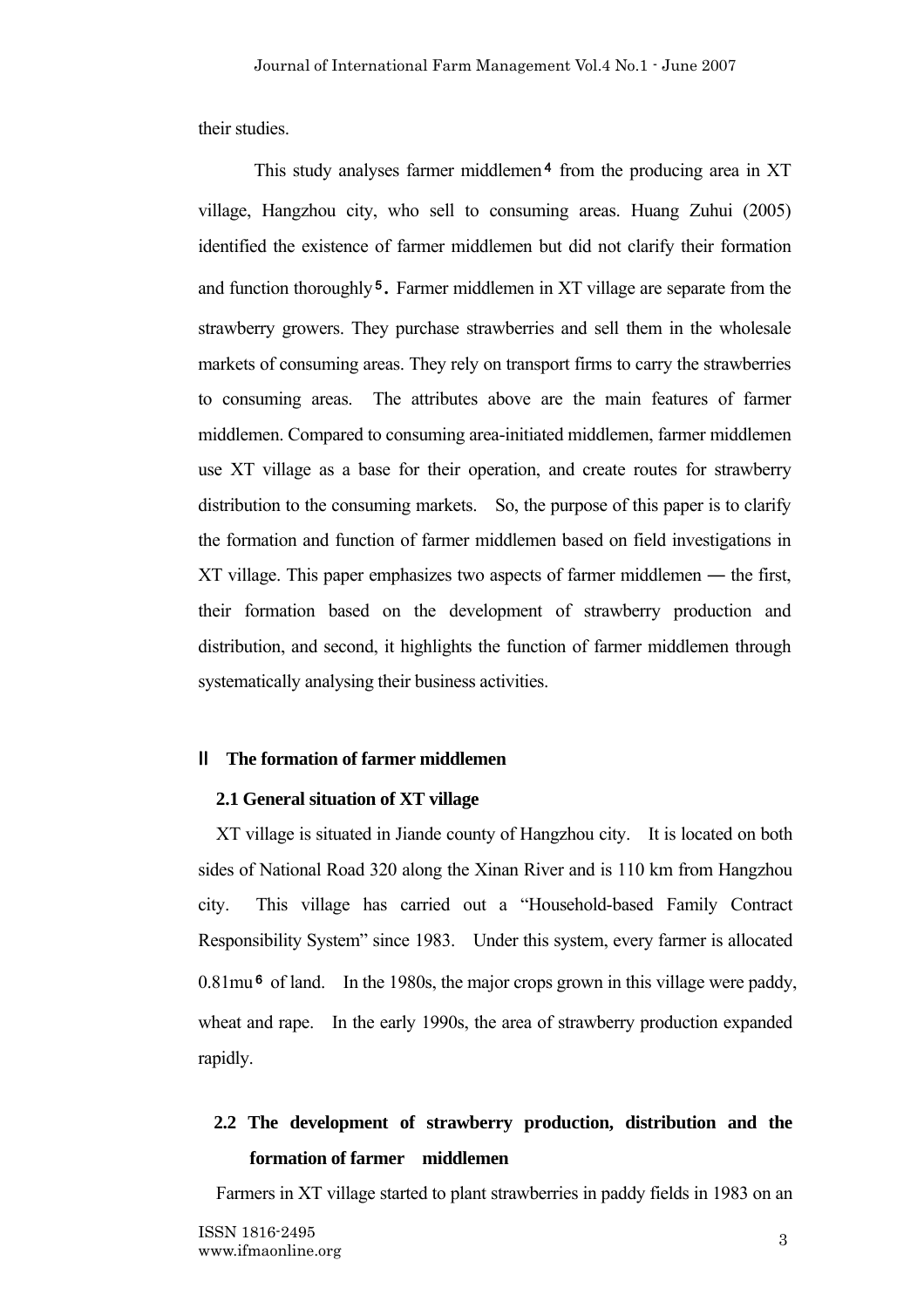their studies.

This study analyses farmer middlemen[4] from the producing area in XT village, Hangzhou city, who sell to consuming areas. Huang Zuhui (2005) identified the existence of farmer middlemen but did not clarify their formation and function thoroughly[5]. Farmer middlemen in XT village are separate from the strawberry growers. They purchase strawberries and sell them in the wholesale markets of consuming areas. They rely on transport firms to carry the strawberries to consuming areas. The attributes above are the main features of farmer middlemen. Compared to consuming area-initiated middlemen, farmer middlemen use XT village as a base for their operation, and create routes for strawberry distribution to the consuming markets. So, the purpose of this paper is to clarify the formation and function of farmer middlemen based on field investigations in XT village. This paper emphasizes two aspects of farmer middlemen ― the first, their formation based on the development of strawberry production and distribution, and second, it highlights the function of farmer middlemen through systematically analysing their business activities.

## Ⅱ The formation of farmer middlemen

### 2.1 General situation of XT village

XT village is situated in Jiande county of Hangzhou city. It is located on both sides of National Road 320 along the Xinan River and is 110 km from Hangzhou city. This village has carried out a "Household-based Family Contract Responsibility System" since 1983. Under this system, every farmer is allocated 0.81mu[6] of land. In the 1980s, the major crops grown in this village were paddy, wheat and rape. In the early 1990s, the area of strawberry production expanded rapidly.

### 2.2 The development of strawberry production, distribution and the formation of farmer middlemen

Farmers in XT village started to plant strawberries in paddy fields in 1983 on an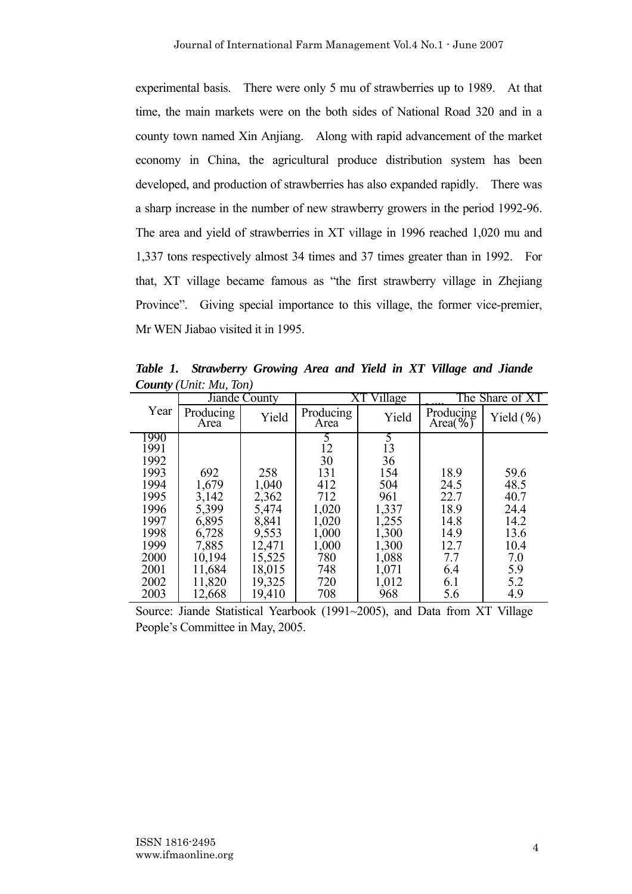experimental basis. There were only 5 mu of strawberries up to 1989. At that time, the main markets were on the both sides of National Road 320 and in a county town named Xin Anjiang. Along with rapid advancement of the market economy in China, the agricultural produce distribution system has been developed, and production of strawberries has also expanded rapidly. There was a sharp increase in the number of new strawberry growers in the period 1992-96. The area and yield of strawberries in XT village in 1996 reached 1,020 mu and 1,337 tons respectively almost 34 times and 37 times greater than in 1992. For that, XT village became famous as "the first strawberry village in Zhejiang Province". Giving special importance to this village, the former vice-premier, Mr WEN Jiabao visited it in 1995.

***Table 1. Strawberry Growing Area and Yield in XT Village and Jiande County*** *(Unit: Mu, Ton)*

| Year | Jiande County | | XT Village | | The Share of XT | |
|---|---|---|---|---|---|---|
| | Producing Area | Yield | Producing Area | Yield | Producing Area(%) | Yield (%) |
| 1990 | | | 5 | 5 | | |
| 1991 | | | 12 | 13 | | |
| 1992 | | | 30 | 36 | | |
| 1993 | 692 | 258 | 131 | 154 | 18.9 | 59.6 |
| 1994 | 1,679 | 1,040 | 412 | 504 | 24.5 | 48.5 |
| 1995 | 3,142 | 2,362 | 712 | 961 | 22.7 | 40.7 |
| 1996 | 5,399 | 5,474 | 1,020 | 1,337 | 18.9 | 24.4 |
| 1997 | 6,895 | 8,841 | 1,020 | 1,255 | 14.8 | 14.2 |
| 1998 | 6,728 | 9,553 | 1,000 | 1,300 | 14.9 | 13.6 |
| 1999 | 7,885 | 12,471 | 1,000 | 1,300 | 12.7 | 10.4 |
| 2000 | 10,194 | 15,525 | 780 | 1,088 | 7.7 | 7.0 |
| 2001 | 11,684 | 18,015 | 748 | 1,071 | 6.4 | 5.9 |
| 2002 | 11,820 | 19,325 | 720 | 1,012 | 6.1 | 5.2 |
| 2003 | 12,668 | 19,410 | 708 | 968 | 5.6 | 4.9 |

Source: Jiande Statistical Yearbook (1991~2005), and Data from XT Village People's Committee in May, 2005.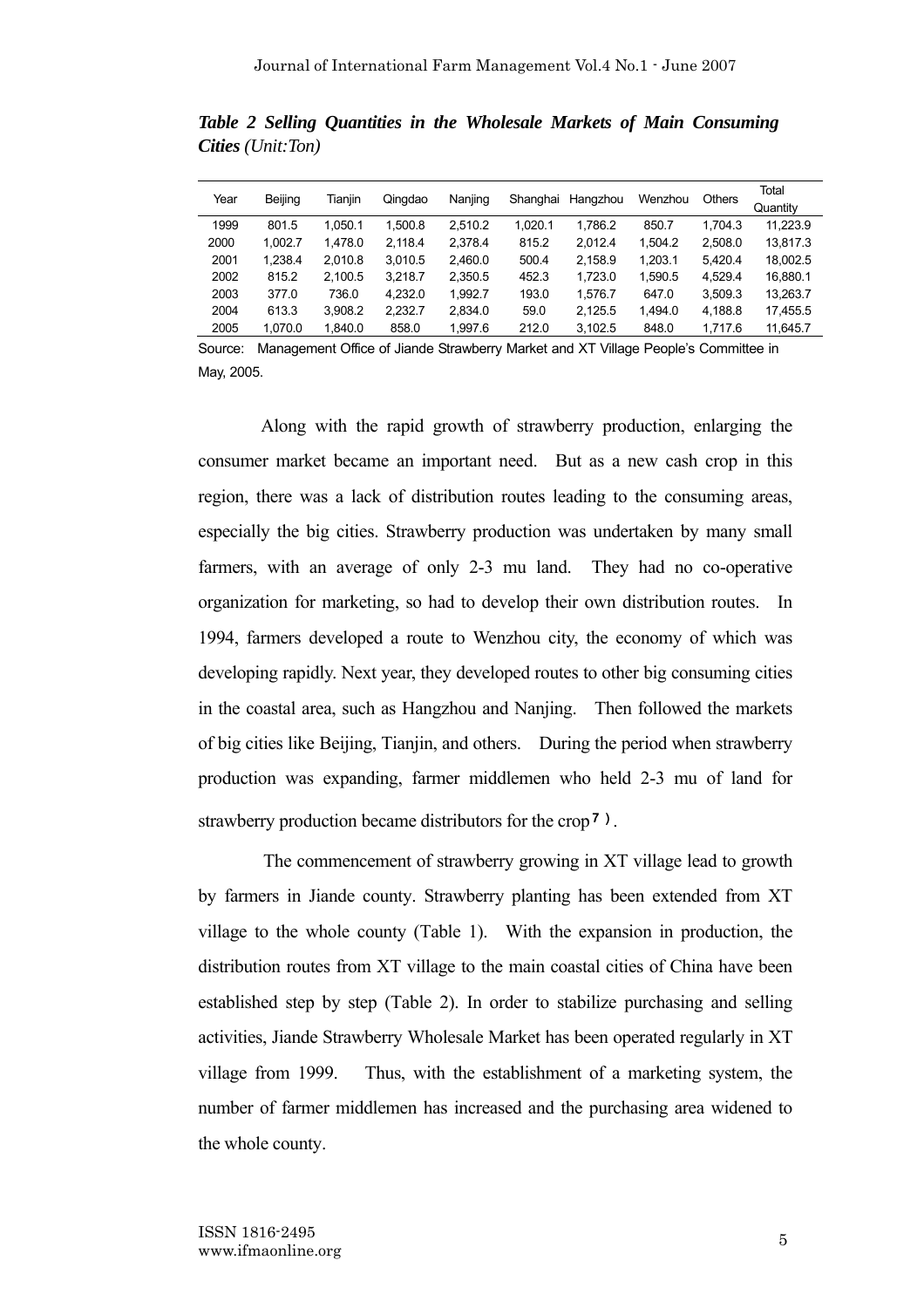***Table 2 Selling Quantities in the Wholesale Markets of Main Consuming Cities*** *(Unit:Ton)*

| Year | Beijing | Tianjin | Qingdao | Nanjing | Shanghai | Hangzhou | Wenzhou | Others | Total Quantity |
|---|---|---|---|---|---|---|---|---|---|
| 1999 | 801.5 | 1,050.1 | 1,500.8 | 2,510.2 | 1,020.1 | 1,786.2 | 850.7 | 1,704.3 | 11,223.9 |
| 2000 | 1,002.7 | 1,478.0 | 2,118.4 | 2,378.4 | 815.2 | 2,012.4 | 1,504.2 | 2,508.0 | 13,817.3 |
| 2001 | 1,238.4 | 2,010.8 | 3,010.5 | 2,460.0 | 500.4 | 2,158.9 | 1,203.1 | 5,420.4 | 18,002.5 |
| 2002 | 815.2 | 2,100.5 | 3,218.7 | 2,350.5 | 452.3 | 1,723.0 | 1,590.5 | 4,529.4 | 16,880.1 |
| 2003 | 377.0 | 736.0 | 4,232.0 | 1,992.7 | 193.0 | 1,576.7 | 647.0 | 3,509.3 | 13,263.7 |
| 2004 | 613.3 | 3,908.2 | 2,232.7 | 2,834.0 | 59.0 | 2,125.5 | 1,494.0 | 4,188.8 | 17,455.5 |
| 2005 | 1,070.0 | 1,840.0 | 858.0 | 1,997.6 | 212.0 | 3,102.5 | 848.0 | 1,717.6 | 11,645.7 |

Source: Management Office of Jiande Strawberry Market and XT Village People's Committee in May, 2005.

Along with the rapid growth of strawberry production, enlarging the consumer market became an important need. But as a new cash crop in this region, there was a lack of distribution routes leading to the consuming areas, especially the big cities. Strawberry production was undertaken by many small farmers, with an average of only 2-3 mu land. They had no co-operative organization for marketing, so had to develop their own distribution routes. In 1994, farmers developed a route to Wenzhou city, the economy of which was developing rapidly. Next year, they developed routes to other big consuming cities in the coastal area, such as Hangzhou and Nanjing. Then followed the markets of big cities like Beijing, Tianjin, and others. During the period when strawberry production was expanding, farmer middlemen who held 2-3 mu of land for strawberry production became distributors for the crop[7].

The commencement of strawberry growing in XT village lead to growth by farmers in Jiande county. Strawberry planting has been extended from XT village to the whole county (Table 1). With the expansion in production, the distribution routes from XT village to the main coastal cities of China have been established step by step (Table 2). In order to stabilize purchasing and selling activities, Jiande Strawberry Wholesale Market has been operated regularly in XT village from 1999. Thus, with the establishment of a marketing system, the number of farmer middlemen has increased and the purchasing area widened to the whole county.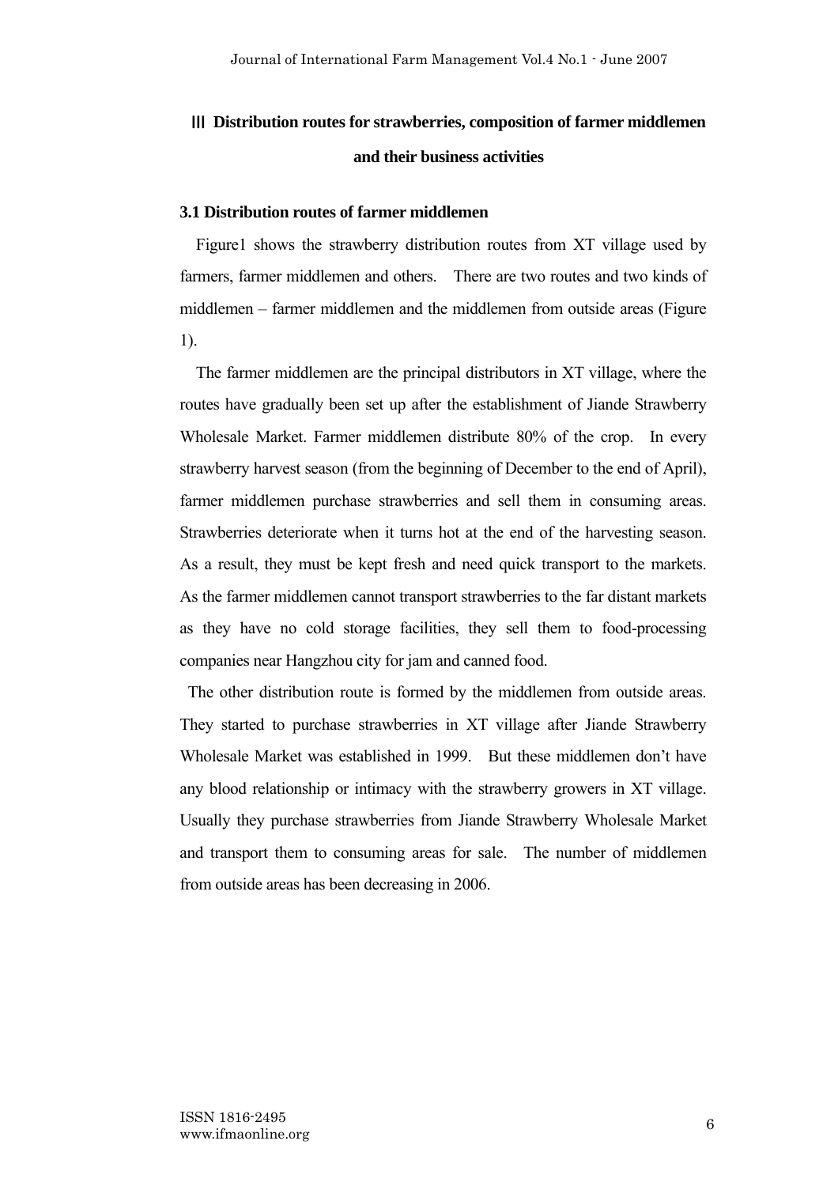## Ⅲ Distribution routes for strawberries, composition of farmer middlemen and their business activities

### 3.1 Distribution routes of farmer middlemen

Figure1 shows the strawberry distribution routes from XT village used by farmers, farmer middlemen and others. There are two routes and two kinds of middlemen – farmer middlemen and the middlemen from outside areas (Figure 1).

The farmer middlemen are the principal distributors in XT village, where the routes have gradually been set up after the establishment of Jiande Strawberry Wholesale Market. Farmer middlemen distribute 80% of the crop. In every strawberry harvest season (from the beginning of December to the end of April), farmer middlemen purchase strawberries and sell them in consuming areas. Strawberries deteriorate when it turns hot at the end of the harvesting season. As a result, they must be kept fresh and need quick transport to the markets. As the farmer middlemen cannot transport strawberries to the far distant markets as they have no cold storage facilities, they sell them to food-processing companies near Hangzhou city for jam and canned food.

The other distribution route is formed by the middlemen from outside areas. They started to purchase strawberries in XT village after Jiande Strawberry Wholesale Market was established in 1999. But these middlemen don't have any blood relationship or intimacy with the strawberry growers in XT village. Usually they purchase strawberries from Jiande Strawberry Wholesale Market and transport them to consuming areas for sale. The number of middlemen from outside areas has been decreasing in 2006.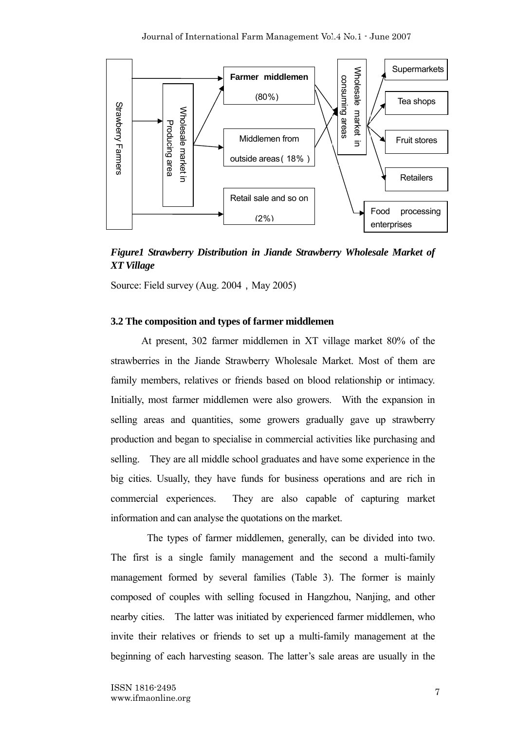*Figure1 Strawberry Distribution in Jiande Strawberry Wholesale Market of XT Village*

Source: Field survey (Aug. 2004，May 2005)

**3.2 The composition and types of farmer middlemen**

At present, 302 farmer middlemen in XT village market 80% of the strawberries in the Jiande Strawberry Wholesale Market. Most of them are family members, relatives or friends based on blood relationship or intimacy. Initially, most farmer middlemen were also growers. With the expansion in selling areas and quantities, some growers gradually gave up strawberry production and began to specialise in commercial activities like purchasing and selling. They are all middle school graduates and have some experience in the big cities. Usually, they have funds for business operations and are rich in commercial experiences. They are also capable of capturing market information and can analyse the quotations on the market.

The types of farmer middlemen, generally, can be divided into two. The first is a single family management and the second a multi-family management formed by several families (Table 3). The former is mainly composed of couples with selling focused in Hangzhou, Nanjing, and other nearby cities. The latter was initiated by experienced farmer middlemen, who invite their relatives or friends to set up a multi-family management at the beginning of each harvesting season. The latter's sale areas are usually in the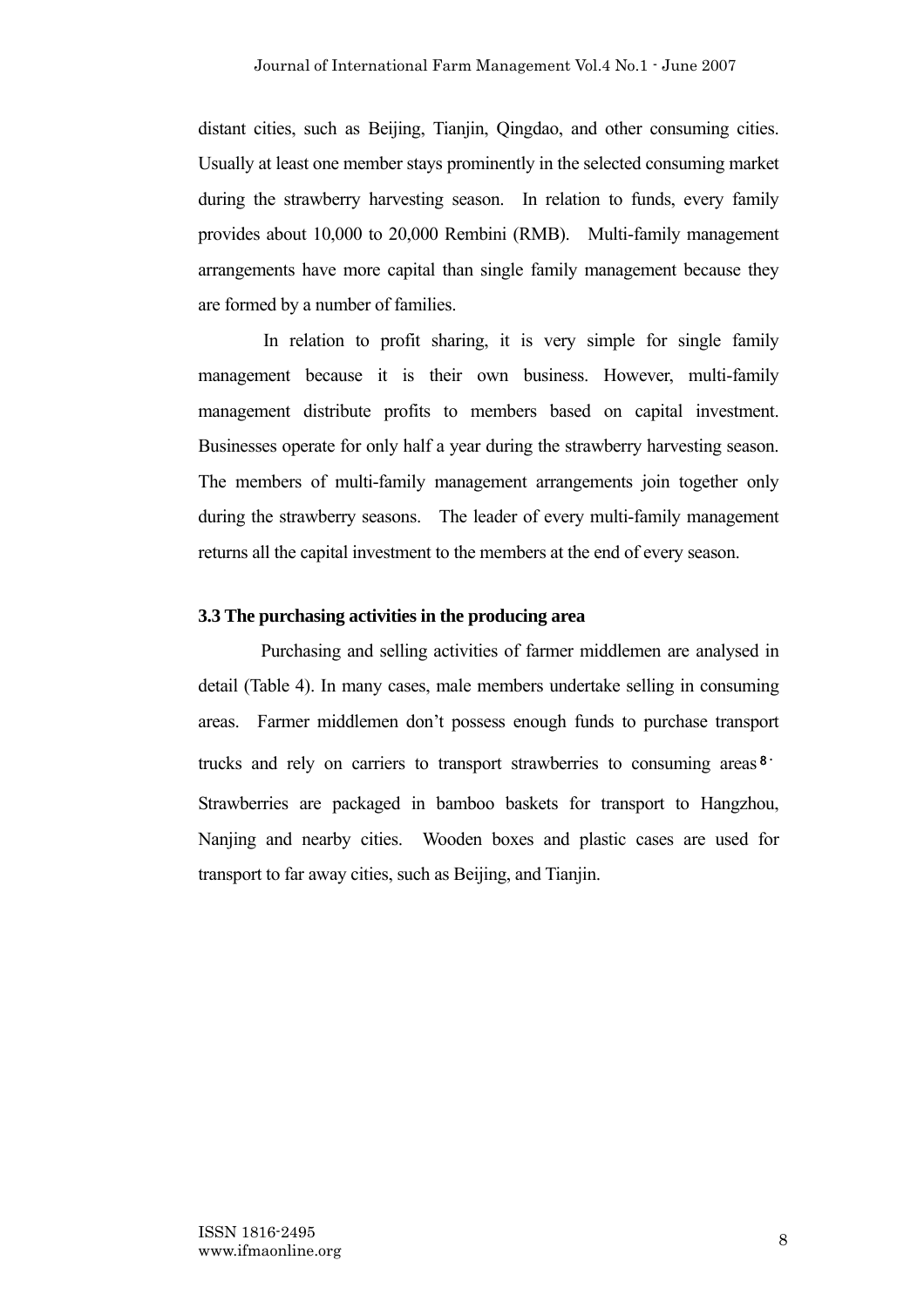distant cities, such as Beijing, Tianjin, Qingdao, and other consuming cities. Usually at least one member stays prominently in the selected consuming market during the strawberry harvesting season. In relation to funds, every family provides about 10,000 to 20,000 Rembini (RMB). Multi-family management arrangements have more capital than single family management because they are formed by a number of families.

In relation to profit sharing, it is very simple for single family management because it is their own business. However, multi-family management distribute profits to members based on capital investment. Businesses operate for only half a year during the strawberry harvesting season. The members of multi-family management arrangements join together only during the strawberry seasons. The leader of every multi-family management returns all the capital investment to the members at the end of every season.

### 3.3 The purchasing activities in the producing area

Purchasing and selling activities of farmer middlemen are analysed in detail (Table 4). In many cases, male members undertake selling in consuming areas. Farmer middlemen don't possess enough funds to purchase transport trucks and rely on carriers to transport strawberries to consuming areas[8]. Strawberries are packaged in bamboo baskets for transport to Hangzhou, Nanjing and nearby cities. Wooden boxes and plastic cases are used for transport to far away cities, such as Beijing, and Tianjin.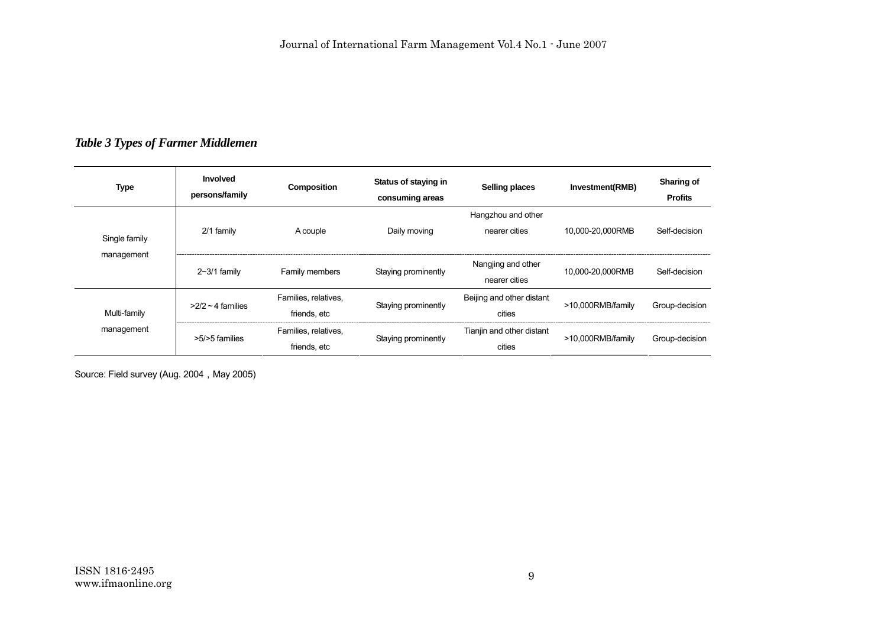*Table 3 Types of Farmer Middlemen*

| Type | Involved persons/family | Composition | Status of staying in consuming areas | Selling places | Investment(RMB) | Sharing of Profits |
|---|---|---|---|---|---|---|
| Single family management | 2/1 family | A couple | Daily moving | Hangzhou and other nearer cities | 10,000-20,000RMB | Self-decision |
| | 2~3/1 family | Family members | Staying prominently | Nangjing and other nearer cities | 10,000-20,000RMB | Self-decision |
| Multi-family management | >2/2～4 families | Families, relatives, friends, etc | Staying prominently | Beijing and other distant cities | >10,000RMB/family | Group-decision |
| | >5/>5 families | Families, relatives, friends, etc | Staying prominently | Tianjin and other distant cities | >10,000RMB/family | Group-decision |

Source: Field survey (Aug. 2004，May 2005)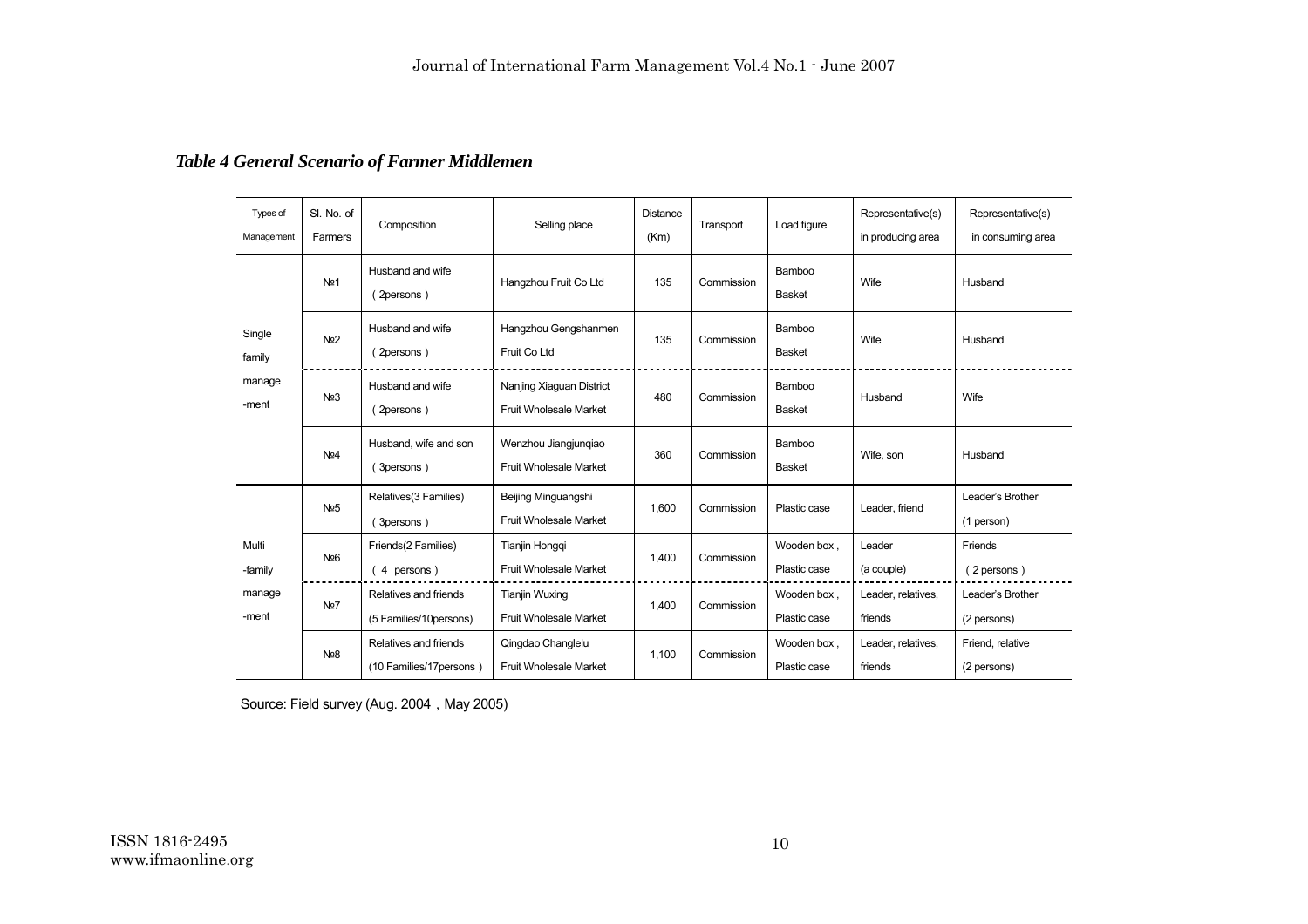*Table 4 General Scenario of Farmer Middlemen*

| Types of Management | Sl. No. of Farmers | Composition | Selling place | Distance (Km) | Transport | Load figure | Representative(s) in producing area | Representative(s) in consuming area |
|---|---|---|---|---|---|---|---|---|
| Single family manage-ment | №1 | Husband and wife (2persons) | Hangzhou Fruit Co Ltd | 135 | Commission | Bamboo Basket | Wife | Husband |
| | №2 | Husband and wife (2persons) | Hangzhou Gengshanmen Fruit Co Ltd | 135 | Commission | Bamboo Basket | Wife | Husband |
| | №3 | Husband and wife (2persons) | Nanjing Xiaguan District Fruit Wholesale Market | 480 | Commission | Bamboo Basket | Husband | Wife |
| | №4 | Husband, wife and son (3persons) | Wenzhou Jiangjunqiao Fruit Wholesale Market | 360 | Commission | Bamboo Basket | Wife, son | Husband |
| Multi -family manage-ment | №5 | Relatives(3 Families) (3persons) | Beijing Minguangshi Fruit Wholesale Market | 1,600 | Commission | Plastic case | Leader, friend | Leader's Brother (1 person) |
| | №6 | Friends(2 Families) (4 persons) | Tianjin Hongqi Fruit Wholesale Market | 1,400 | Commission | Wooden box, Plastic case | Leader (a couple) | Friends (2 persons) |
| | №7 | Relatives and friends (5 Families/10persons) | Tianjin Wuxing Fruit Wholesale Market | 1,400 | Commission | Wooden box, Plastic case | Leader, relatives, friends | Leader's Brother (2 persons) |
| | №8 | Relatives and friends (10 Families/17persons) | Qingdao Changlelu Fruit Wholesale Market | 1,100 | Commission | Wooden box, Plastic case | Leader, relatives, friends | Friend, relative (2 persons) |

Source: Field survey (Aug. 2004，May 2005)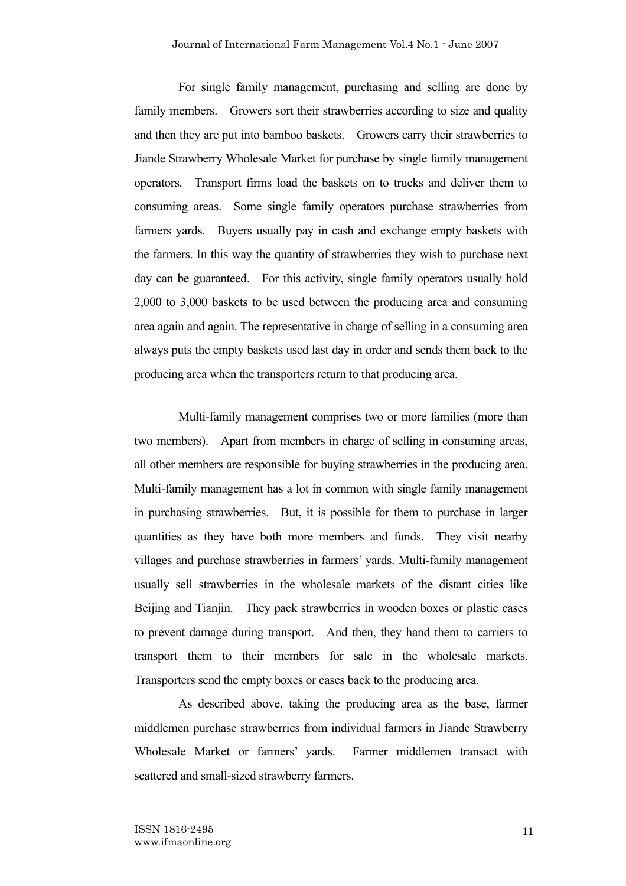For single family management, purchasing and selling are done by family members. Growers sort their strawberries according to size and quality and then they are put into bamboo baskets. Growers carry their strawberries to Jiande Strawberry Wholesale Market for purchase by single family management operators. Transport firms load the baskets on to trucks and deliver them to consuming areas. Some single family operators purchase strawberries from farmers yards. Buyers usually pay in cash and exchange empty baskets with the farmers. In this way the quantity of strawberries they wish to purchase next day can be guaranteed. For this activity, single family operators usually hold 2,000 to 3,000 baskets to be used between the producing area and consuming area again and again. The representative in charge of selling in a consuming area always puts the empty baskets used last day in order and sends them back to the producing area when the transporters return to that producing area.

Multi-family management comprises two or more families (more than two members). Apart from members in charge of selling in consuming areas, all other members are responsible for buying strawberries in the producing area. Multi-family management has a lot in common with single family management in purchasing strawberries. But, it is possible for them to purchase in larger quantities as they have both more members and funds. They visit nearby villages and purchase strawberries in farmers' yards. Multi-family management usually sell strawberries in the wholesale markets of the distant cities like Beijing and Tianjin. They pack strawberries in wooden boxes or plastic cases to prevent damage during transport. And then, they hand them to carriers to transport them to their members for sale in the wholesale markets. Transporters send the empty boxes or cases back to the producing area.

As described above, taking the producing area as the base, farmer middlemen purchase strawberries from individual farmers in Jiande Strawberry Wholesale Market or farmers' yards. Farmer middlemen transact with scattered and small-sized strawberry farmers.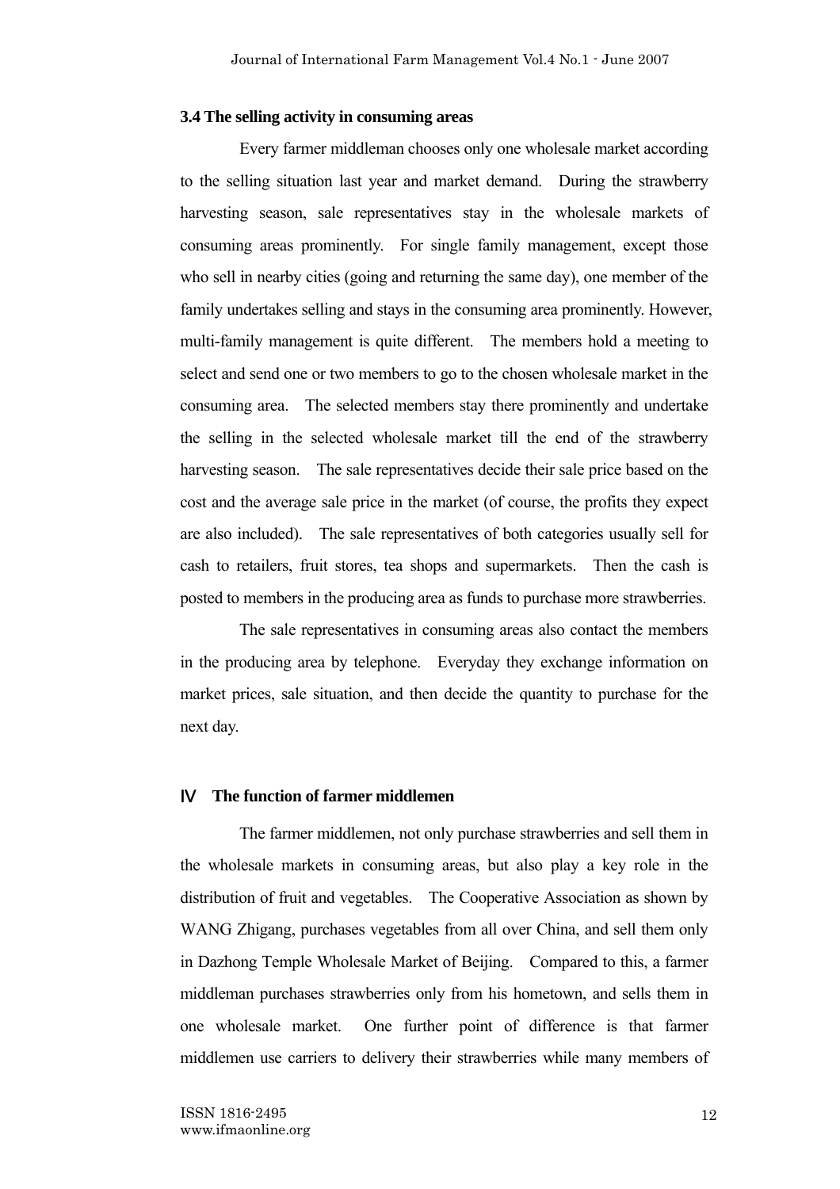### 3.4 The selling activity in consuming areas

Every farmer middleman chooses only one wholesale market according to the selling situation last year and market demand. During the strawberry harvesting season, sale representatives stay in the wholesale markets of consuming areas prominently. For single family management, except those who sell in nearby cities (going and returning the same day), one member of the family undertakes selling and stays in the consuming area prominently. However, multi-family management is quite different. The members hold a meeting to select and send one or two members to go to the chosen wholesale market in the consuming area. The selected members stay there prominently and undertake the selling in the selected wholesale market till the end of the strawberry harvesting season. The sale representatives decide their sale price based on the cost and the average sale price in the market (of course, the profits they expect are also included). The sale representatives of both categories usually sell for cash to retailers, fruit stores, tea shops and supermarkets. Then the cash is posted to members in the producing area as funds to purchase more strawberries.

The sale representatives in consuming areas also contact the members in the producing area by telephone. Everyday they exchange information on market prices, sale situation, and then decide the quantity to purchase for the next day.

## Ⅳ The function of farmer middlemen

The farmer middlemen, not only purchase strawberries and sell them in the wholesale markets in consuming areas, but also play a key role in the distribution of fruit and vegetables. The Cooperative Association as shown by WANG Zhigang, purchases vegetables from all over China, and sell them only in Dazhong Temple Wholesale Market of Beijing. Compared to this, a farmer middleman purchases strawberries only from his hometown, and sells them in one wholesale market. One further point of difference is that farmer middlemen use carriers to delivery their strawberries while many members of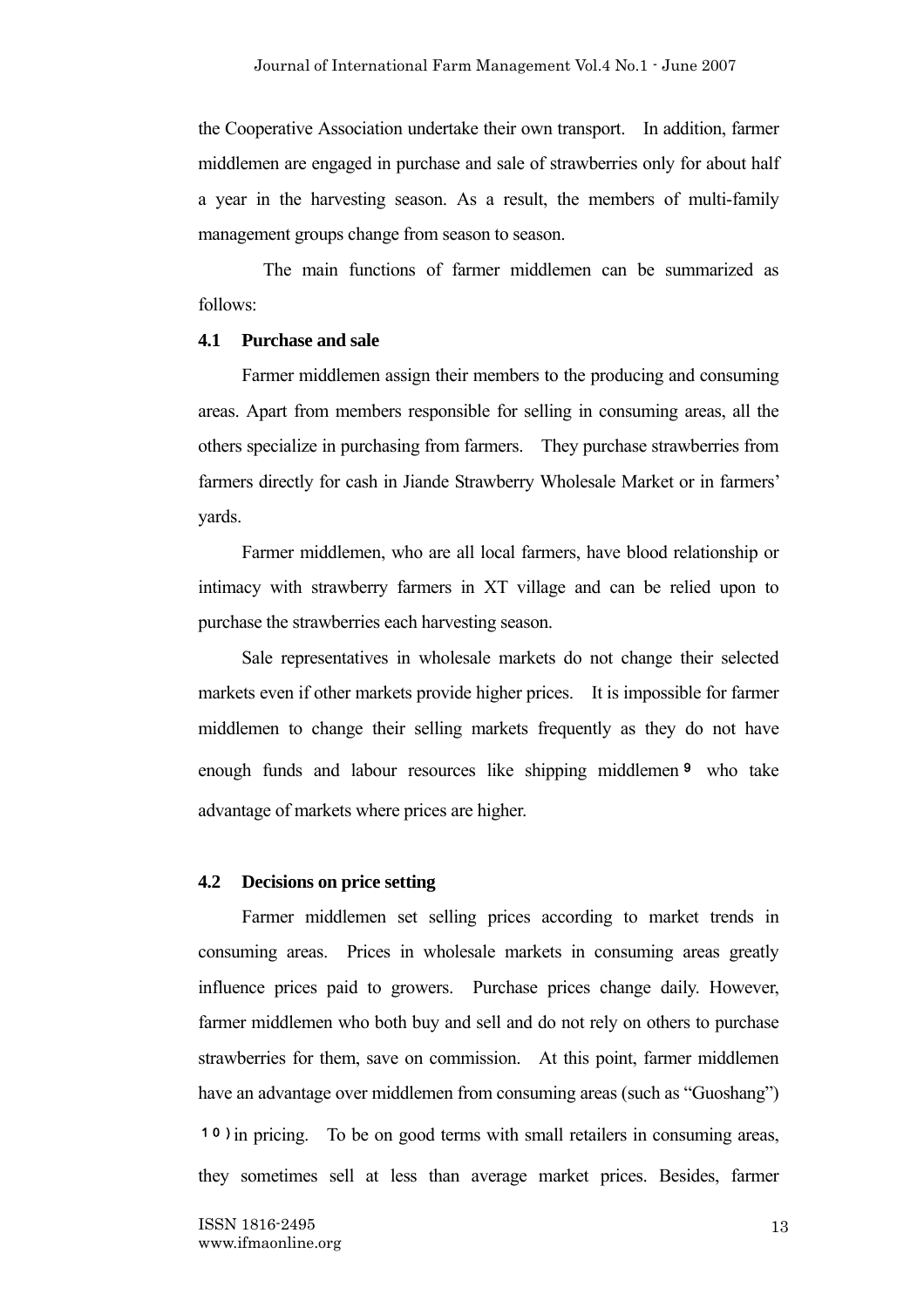the Cooperative Association undertake their own transport. In addition, farmer middlemen are engaged in purchase and sale of strawberries only for about half a year in the harvesting season. As a result, the members of multi-family management groups change from season to season.

The main functions of farmer middlemen can be summarized as follows:

### 4.1 Purchase and sale

Farmer middlemen assign their members to the producing and consuming areas. Apart from members responsible for selling in consuming areas, all the others specialize in purchasing from farmers. They purchase strawberries from farmers directly for cash in Jiande Strawberry Wholesale Market or in farmers' yards.

Farmer middlemen, who are all local farmers, have blood relationship or intimacy with strawberry farmers in XT village and can be relied upon to purchase the strawberries each harvesting season.

Sale representatives in wholesale markets do not change their selected markets even if other markets provide higher prices. It is impossible for farmer middlemen to change their selling markets frequently as they do not have enough funds and labour resources like shipping middlemen[9] who take advantage of markets where prices are higher.

### 4.2 Decisions on price setting

Farmer middlemen set selling prices according to market trends in consuming areas. Prices in wholesale markets in consuming areas greatly influence prices paid to growers. Purchase prices change daily. However, farmer middlemen who both buy and sell and do not rely on others to purchase strawberries for them, save on commission. At this point, farmer middlemen have an advantage over middlemen from consuming areas (such as "Guoshang")[10] in pricing. To be on good terms with small retailers in consuming areas, they sometimes sell at less than average market prices. Besides, farmer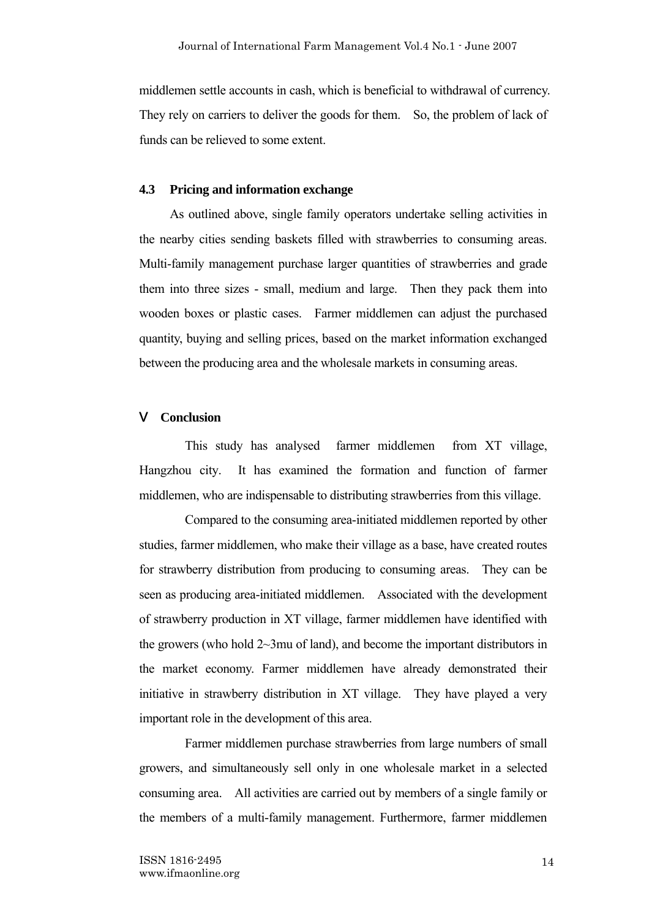middlemen settle accounts in cash, which is beneficial to withdrawal of currency. They rely on carriers to deliver the goods for them. So, the problem of lack of funds can be relieved to some extent.

### 4.3 Pricing and information exchange

As outlined above, single family operators undertake selling activities in the nearby cities sending baskets filled with strawberries to consuming areas. Multi-family management purchase larger quantities of strawberries and grade them into three sizes - small, medium and large. Then they pack them into wooden boxes or plastic cases. Farmer middlemen can adjust the purchased quantity, buying and selling prices, based on the market information exchanged between the producing area and the wholesale markets in consuming areas.

## V Conclusion

This study has analysed farmer middlemen from XT village, Hangzhou city. It has examined the formation and function of farmer middlemen, who are indispensable to distributing strawberries from this village.

Compared to the consuming area-initiated middlemen reported by other studies, farmer middlemen, who make their village as a base, have created routes for strawberry distribution from producing to consuming areas. They can be seen as producing area-initiated middlemen. Associated with the development of strawberry production in XT village, farmer middlemen have identified with the growers (who hold 2~3mu of land), and become the important distributors in the market economy. Farmer middlemen have already demonstrated their initiative in strawberry distribution in XT village. They have played a very important role in the development of this area.

Farmer middlemen purchase strawberries from large numbers of small growers, and simultaneously sell only in one wholesale market in a selected consuming area. All activities are carried out by members of a single family or the members of a multi-family management. Furthermore, farmer middlemen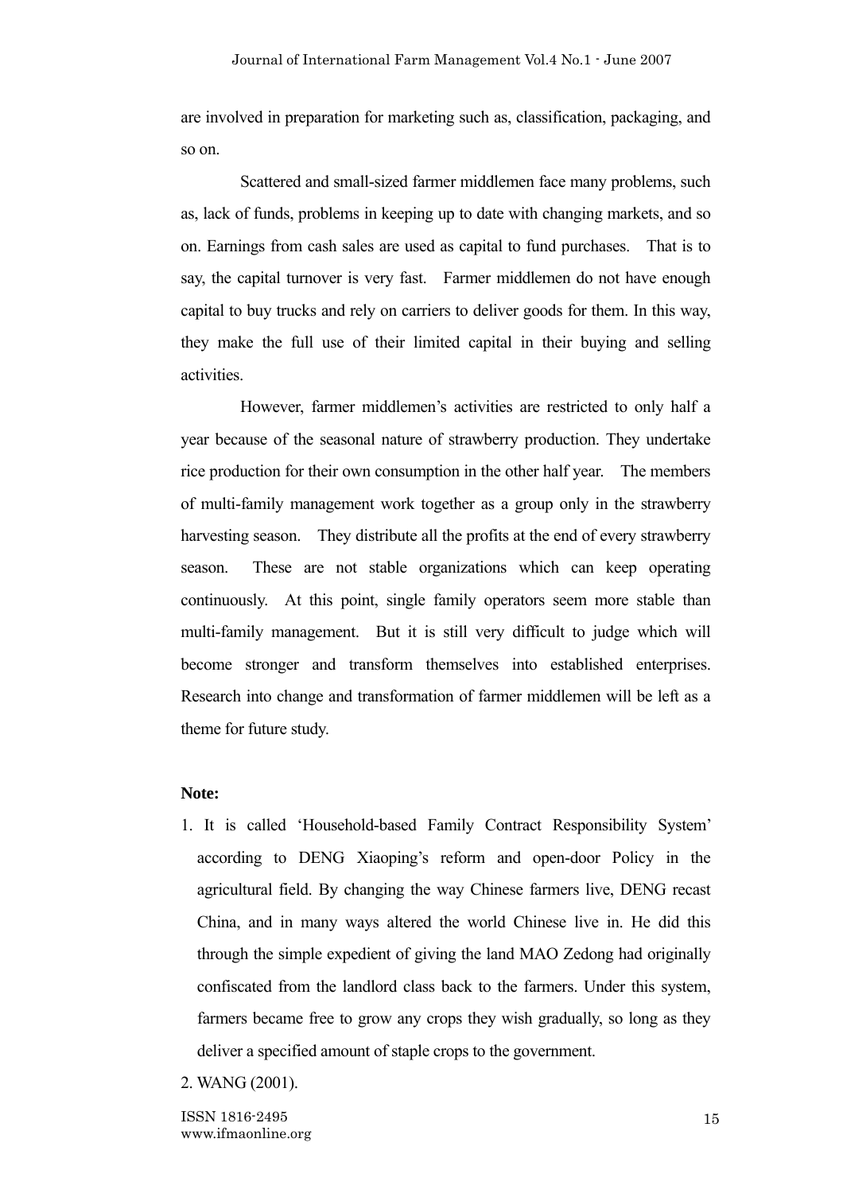are involved in preparation for marketing such as, classification, packaging, and so on.

Scattered and small-sized farmer middlemen face many problems, such as, lack of funds, problems in keeping up to date with changing markets, and so on. Earnings from cash sales are used as capital to fund purchases. That is to say, the capital turnover is very fast. Farmer middlemen do not have enough capital to buy trucks and rely on carriers to deliver goods for them. In this way, they make the full use of their limited capital in their buying and selling activities.

However, farmer middlemen's activities are restricted to only half a year because of the seasonal nature of strawberry production. They undertake rice production for their own consumption in the other half year. The members of multi-family management work together as a group only in the strawberry harvesting season. They distribute all the profits at the end of every strawberry season. These are not stable organizations which can keep operating continuously. At this point, single family operators seem more stable than multi-family management. But it is still very difficult to judge which will become stronger and transform themselves into established enterprises. Research into change and transformation of farmer middlemen will be left as a theme for future study.

**Note:**

1. It is called 'Household-based Family Contract Responsibility System' according to DENG Xiaoping's reform and open-door Policy in the agricultural field. By changing the way Chinese farmers live, DENG recast China, and in many ways altered the world Chinese live in. He did this through the simple expedient of giving the land MAO Zedong had originally confiscated from the landlord class back to the farmers. Under this system, farmers became free to grow any crops they wish gradually, so long as they deliver a specified amount of staple crops to the government.
2. WANG (2001).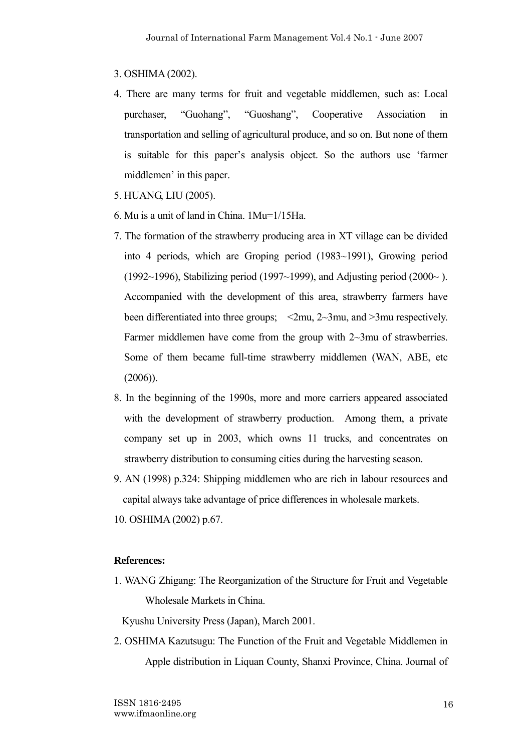3. OSHIMA (2002).

4. There are many terms for fruit and vegetable middlemen, such as: Local purchaser, "Guohang", "Guoshang", Cooperative Association in transportation and selling of agricultural produce, and so on. But none of them is suitable for this paper's analysis object. So the authors use 'farmer middlemen' in this paper.

5. HUANG, LIU (2005).

6. Mu is a unit of land in China. 1Mu=1/15Ha.

7. The formation of the strawberry producing area in XT village can be divided into 4 periods, which are Groping period (1983~1991), Growing period (1992~1996), Stabilizing period (1997~1999), and Adjusting period (2000~ ). Accompanied with the development of this area, strawberry farmers have been differentiated into three groups; <2mu, 2~3mu, and >3mu respectively. Farmer middlemen have come from the group with 2~3mu of strawberries. Some of them became full-time strawberry middlemen (WAN, ABE, etc (2006)).

8. In the beginning of the 1990s, more and more carriers appeared associated with the development of strawberry production. Among them, a private company set up in 2003, which owns 11 trucks, and concentrates on strawberry distribution to consuming cities during the harvesting season.

9. AN (1998) p.324: Shipping middlemen who are rich in labour resources and capital always take advantage of price differences in wholesale markets.

10. OSHIMA (2002) p.67.

**References:**

1. WANG Zhigang: The Reorganization of the Structure for Fruit and Vegetable Wholesale Markets in China.
   Kyushu University Press (Japan), March 2001.

2. OSHIMA Kazutsugu: The Function of the Fruit and Vegetable Middlemen in Apple distribution in Liquan County, Shanxi Province, China. Journal of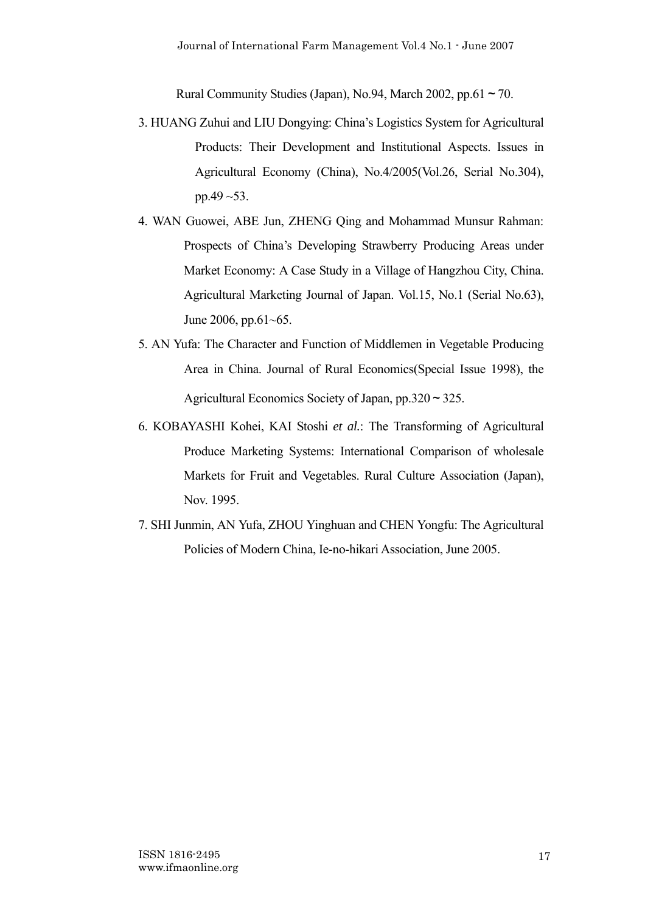Rural Community Studies (Japan), No.94, March 2002, pp.61～70.

3. HUANG Zuhui and LIU Dongying: China's Logistics System for Agricultural Products: Their Development and Institutional Aspects. Issues in Agricultural Economy (China), No.4/2005(Vol.26, Serial No.304), pp.49 ~53.
4. WAN Guowei, ABE Jun, ZHENG Qing and Mohammad Munsur Rahman: Prospects of China's Developing Strawberry Producing Areas under Market Economy: A Case Study in a Village of Hangzhou City, China. Agricultural Marketing Journal of Japan. Vol.15, No.1 (Serial No.63), June 2006, pp.61~65.
5. AN Yufa: The Character and Function of Middlemen in Vegetable Producing Area in China. Journal of Rural Economics(Special Issue 1998), the Agricultural Economics Society of Japan, pp.320～325.
6. KOBAYASHI Kohei, KAI Stoshi *et al.*: The Transforming of Agricultural Produce Marketing Systems: International Comparison of wholesale Markets for Fruit and Vegetables. Rural Culture Association (Japan), Nov. 1995.
7. SHI Junmin, AN Yufa, ZHOU Yinghuan and CHEN Yongfu: The Agricultural Policies of Modern China, Ie-no-hikari Association, June 2005.